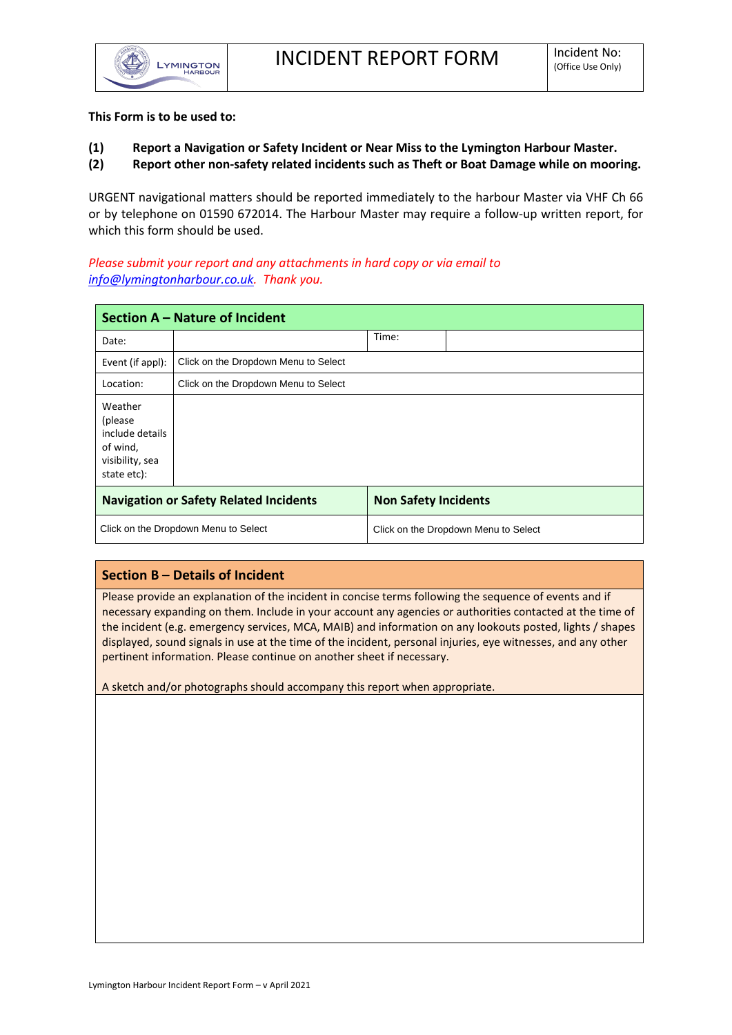| LYMINGTON HARBOUR | # INCIDENT REPORT FORM | Incident No: (Office Use Only) |
|---|---|---|

**This Form is to be used to:**

**(1) Report a Navigation or Safety Incident or Near Miss to the Lymington Harbour Master.**
**(2) Report other non-safety related incidents such as Theft or Boat Damage while on mooring.**

URGENT navigational matters should be reported immediately to the harbour Master via VHF Ch 66 or by telephone on 01590 672014. The Harbour Master may require a follow-up written report, for which this form should be used.

*Please submit your report and any attachments in hard copy or via email to info@lymingtonharbour.co.uk. Thank you.*

| **Section A – Nature of Incident** | | | |
|---|---|---|---|
| Date: | | Time: | |
| Event (if appl): | Click on the Dropdown Menu to Select | | |
| Location: | Click on the Dropdown Menu to Select | | |
| Weather (please include details of wind, visibility, sea state etc): | | | |
| **Navigation or Safety Related Incidents** | | **Non Safety Incidents** | |
| Click on the Dropdown Menu to Select | | Click on the Dropdown Menu to Select | |

| **Section B – Details of Incident** |
|---|
| Please provide an explanation of the incident in concise terms following the sequence of events and if necessary expanding on them. Include in your account any agencies or authorities contacted at the time of the incident (e.g. emergency services, MCA, MAIB) and information on any lookouts posted, lights / shapes displayed, sound signals in use at the time of the incident, personal injuries, eye witnesses, and any other pertinent information. Please continue on another sheet if necessary.<br><br>A sketch and/or photographs should accompany this report when appropriate. |
| |

Lymington Harbour Incident Report Form – v April 2021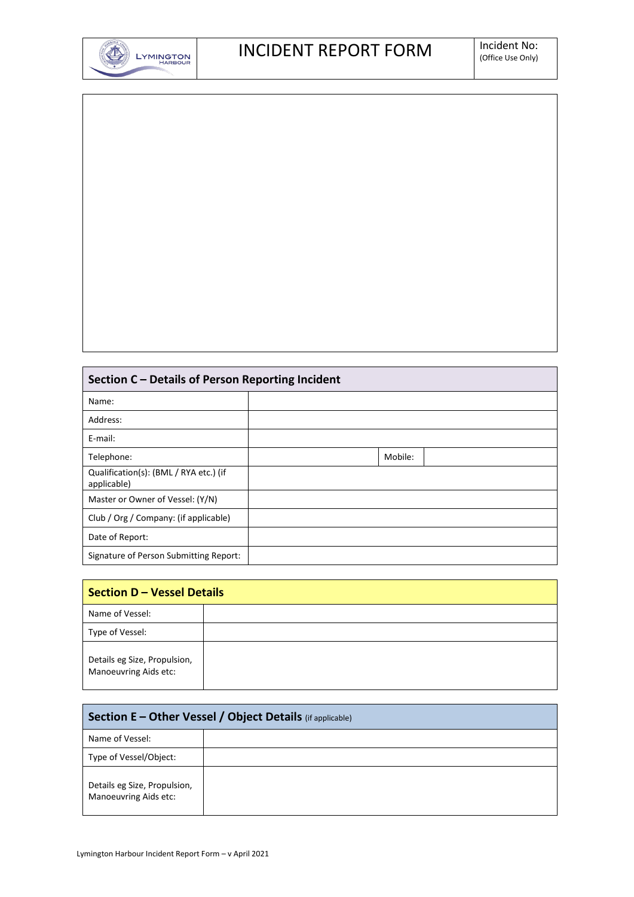# INCIDENT REPORT FORM

Incident No:
(Office Use Only)

| Section C – Details of Person Reporting Incident | | | |
|---|---|---|---|
| Name: | | | |
| Address: | | | |
| E-mail: | | | |
| Telephone: | | Mobile: | |
| Qualification(s): (BML / RYA etc.) (if applicable) | | | |
| Master or Owner of Vessel: (Y/N) | | | |
| Club / Org / Company: (if applicable) | | | |
| Date of Report: | | | |
| Signature of Person Submitting Report: | | | |

| Section D – Vessel Details | |
|---|---|
| Name of Vessel: | |
| Type of Vessel: | |
| Details eg Size, Propulsion, Manoeuvring Aids etc: | |

| Section E – Other Vessel / Object Details (if applicable) | |
|---|---|
| Name of Vessel: | |
| Type of Vessel/Object: | |
| Details eg Size, Propulsion, Manoeuvring Aids etc: | |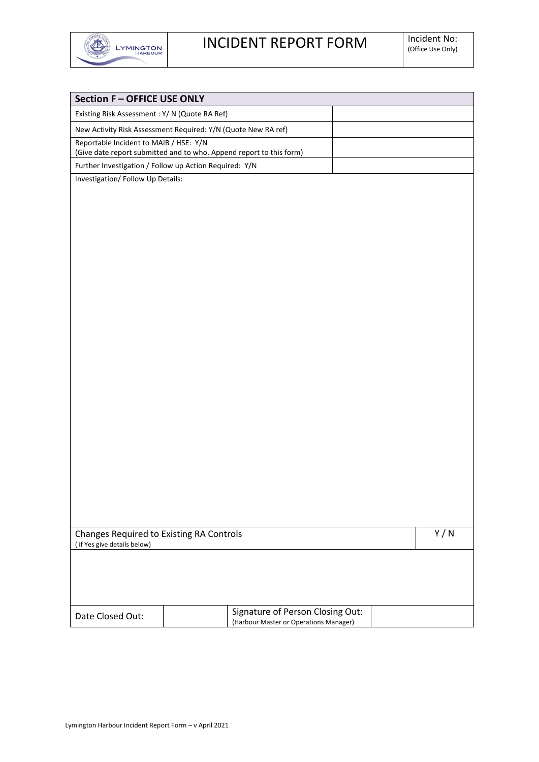# INCIDENT REPORT FORM

Incident No:
(Office Use Only)

| Section F – OFFICE USE ONLY | |
|---|---|
| Existing Risk Assessment : Y/ N (Quote RA Ref) | |
| New Activity Risk Assessment Required: Y/N (Quote New RA ref) | |
| Reportable Incident to MAIB / HSE: Y/N<br>(Give date report submitted and to who. Append report to this form) | |
| Further Investigation / Follow up Action Required: Y/N | |
| Investigation/ Follow Up Details: | |

| Changes Required to Existing RA Controls<br>( if Yes give details below) | Y / N |
|---|---|
| | |

| Date Closed Out: | | Signature of Person Closing Out:<br>(Harbour Master or Operations Manager) | |
|---|---|---|---|

Lymington Harbour Incident Report Form – v April 2021